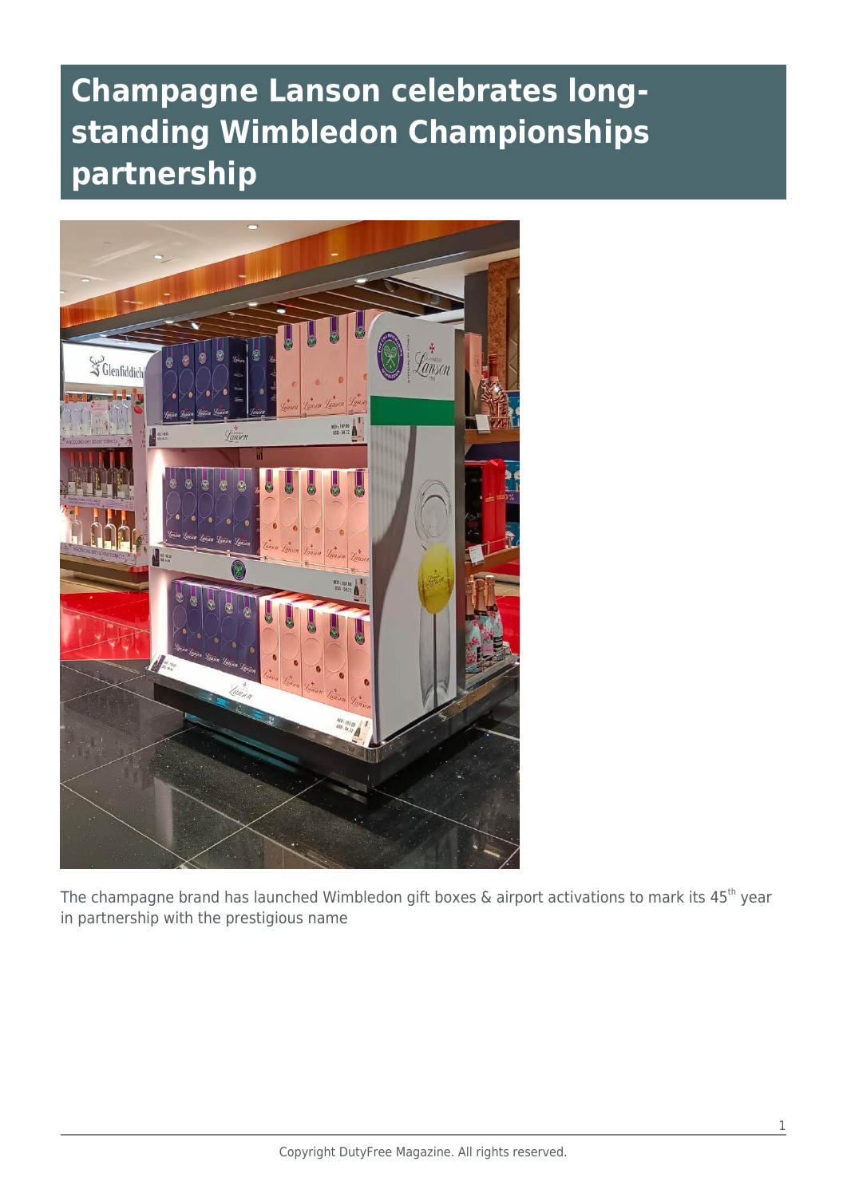# Champagne Lanson celebrates long-standing Wimbledon Championships partnership

The champagne brand has launched Wimbledon gift boxes & airport activations to mark its 45th year in partnership with the prestigious name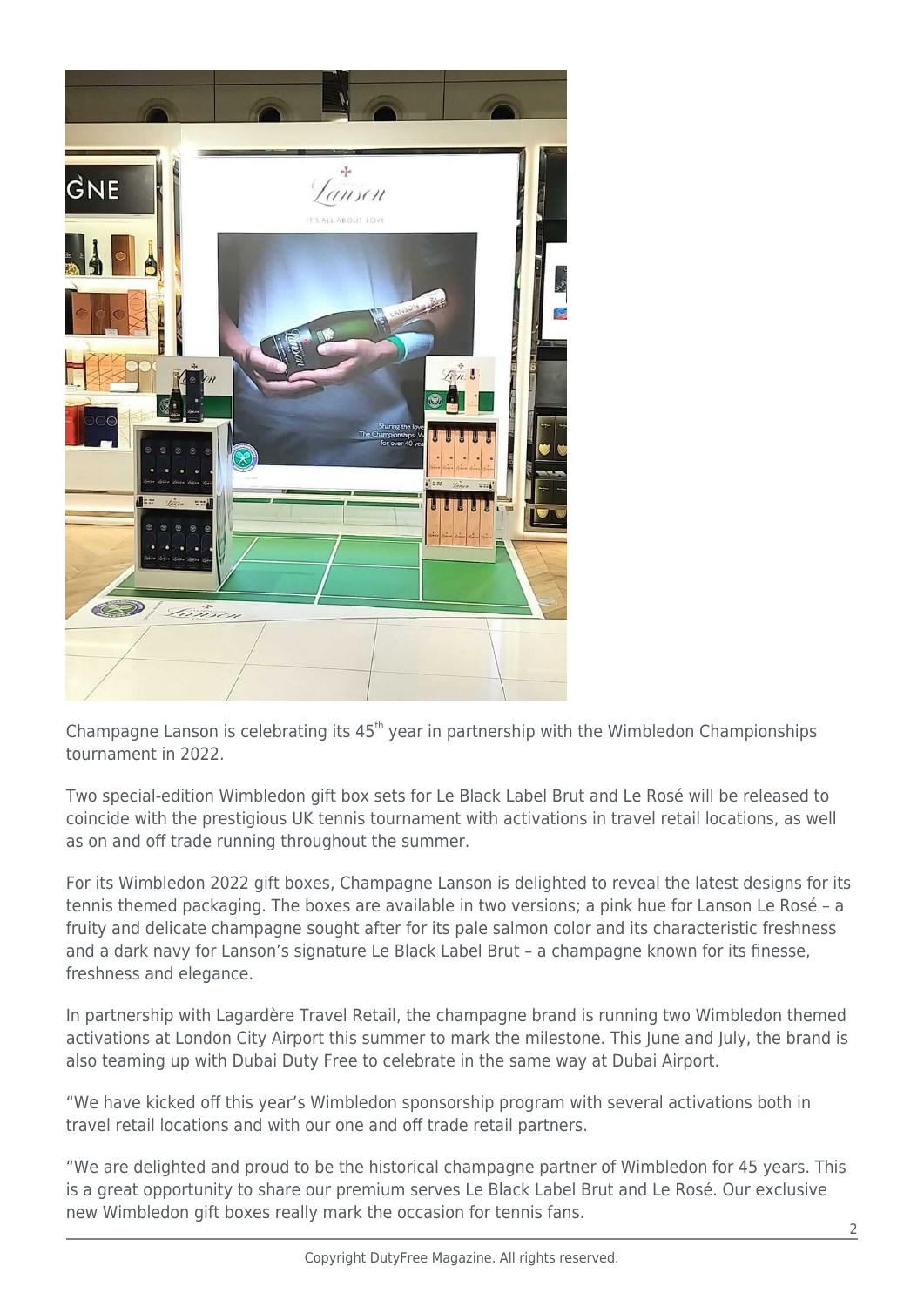Champagne Lanson is celebrating its 45th year in partnership with the Wimbledon Championships tournament in 2022.

Two special-edition Wimbledon gift box sets for Le Black Label Brut and Le Rosé will be released to coincide with the prestigious UK tennis tournament with activations in travel retail locations, as well as on and off trade running throughout the summer.

For its Wimbledon 2022 gift boxes, Champagne Lanson is delighted to reveal the latest designs for its tennis themed packaging. The boxes are available in two versions; a pink hue for Lanson Le Rosé – a fruity and delicate champagne sought after for its pale salmon color and its characteristic freshness and a dark navy for Lanson's signature Le Black Label Brut – a champagne known for its finesse, freshness and elegance.

In partnership with Lagardère Travel Retail, the champagne brand is running two Wimbledon themed activations at London City Airport this summer to mark the milestone. This June and July, the brand is also teaming up with Dubai Duty Free to celebrate in the same way at Dubai Airport.

"We have kicked off this year's Wimbledon sponsorship program with several activations both in travel retail locations and with our one and off trade retail partners.

"We are delighted and proud to be the historical champagne partner of Wimbledon for 45 years. This is a great opportunity to share our premium serves Le Black Label Brut and Le Rosé. Our exclusive new Wimbledon gift boxes really mark the occasion for tennis fans.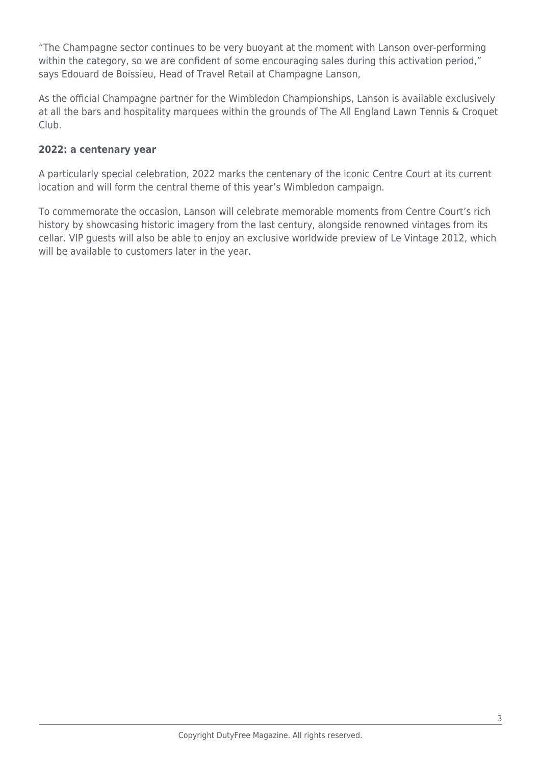"The Champagne sector continues to be very buoyant at the moment with Lanson over-performing within the category, so we are confident of some encouraging sales during this activation period," says Edouard de Boissieu, Head of Travel Retail at Champagne Lanson,

As the official Champagne partner for the Wimbledon Championships, Lanson is available exclusively at all the bars and hospitality marquees within the grounds of The All England Lawn Tennis & Croquet Club.

**2022: a centenary year**

A particularly special celebration, 2022 marks the centenary of the iconic Centre Court at its current location and will form the central theme of this year's Wimbledon campaign.

To commemorate the occasion, Lanson will celebrate memorable moments from Centre Court's rich history by showcasing historic imagery from the last century, alongside renowned vintages from its cellar. VIP guests will also be able to enjoy an exclusive worldwide preview of Le Vintage 2012, which will be available to customers later in the year.